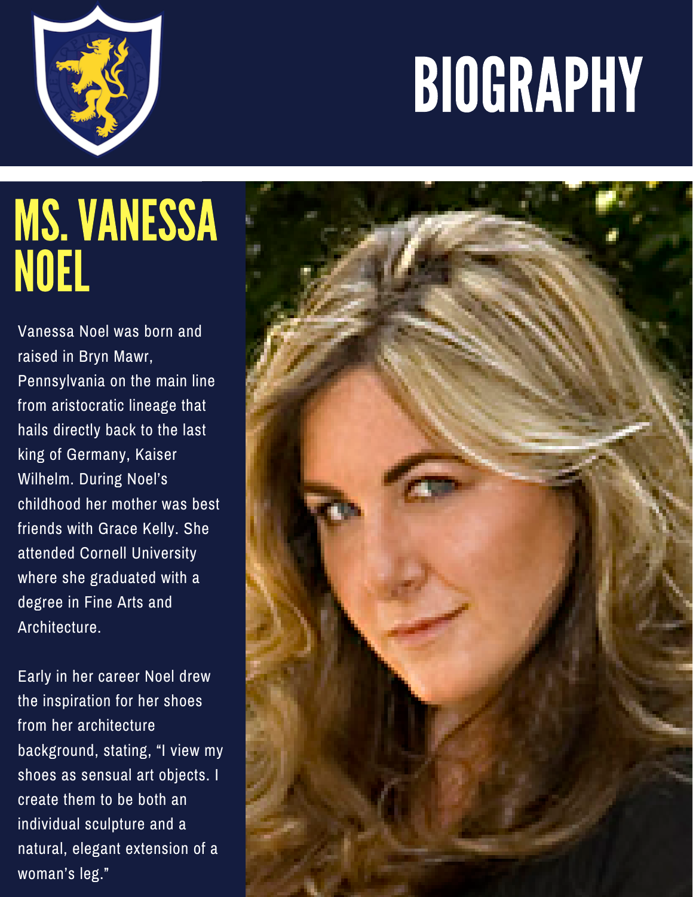# BIOGRAPHY

## MS. VANESSA NOEL

Vanessa Noel was born and raised in Bryn Mawr, Pennsylvania on the main line from aristocratic lineage that hails directly back to the last king of Germany, Kaiser Wilhelm. During Noel's childhood her mother was best friends with Grace Kelly. She attended Cornell University where she graduated with a degree in Fine Arts and Architecture.

Early in her career Noel drew the inspiration for her shoes from her architecture background, stating, "I view my shoes as sensual art objects. I create them to be both an individual sculpture and a natural, elegant extension of a woman's leg."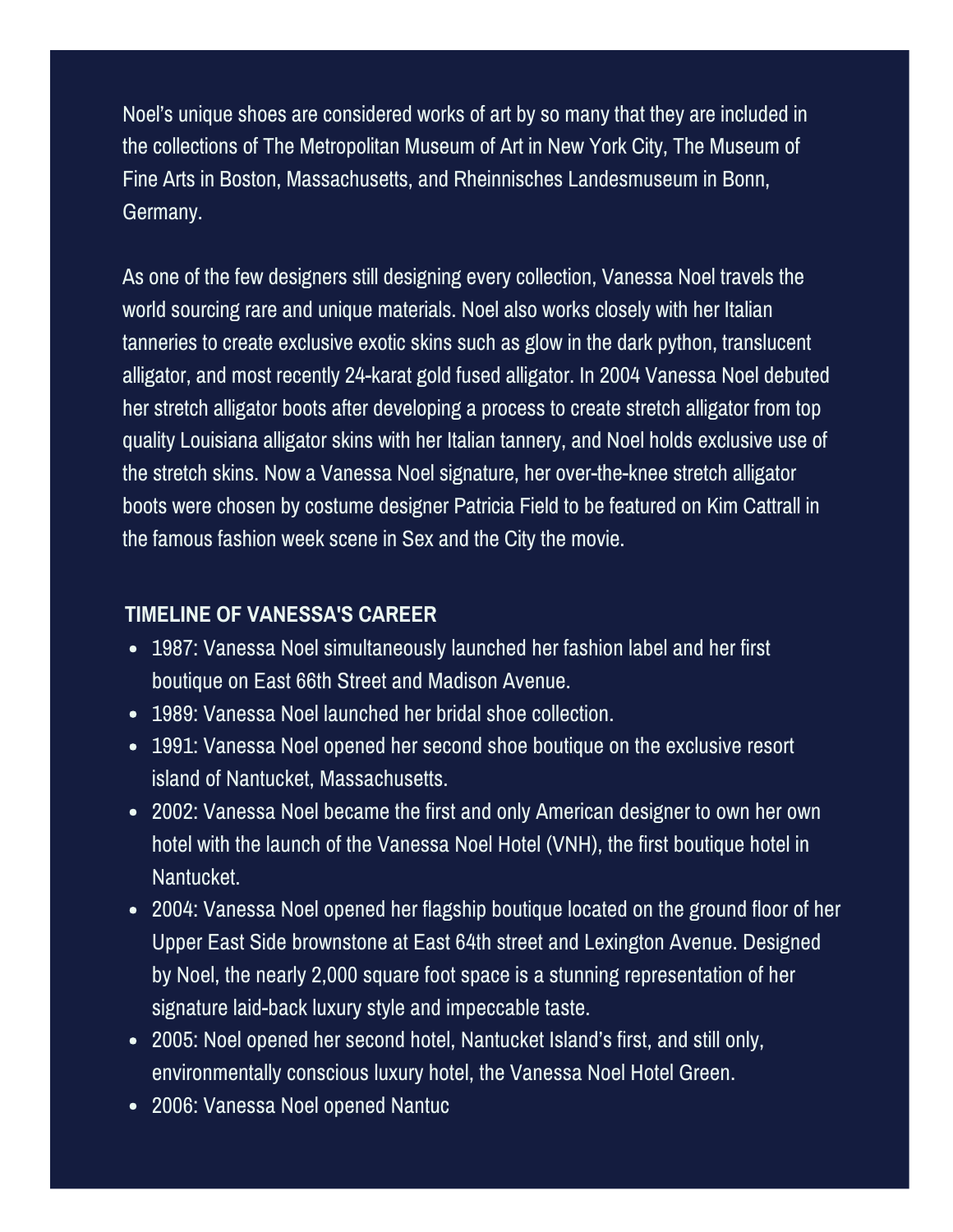Noel's unique shoes are considered works of art by so many that they are included in the collections of The Metropolitan Museum of Art in New York City, The Museum of Fine Arts in Boston, Massachusetts, and Rheinnisches Landesmuseum in Bonn, Germany.

As one of the few designers still designing every collection, Vanessa Noel travels the world sourcing rare and unique materials. Noel also works closely with her Italian tanneries to create exclusive exotic skins such as glow in the dark python, translucent alligator, and most recently 24-karat gold fused alligator. In 2004 Vanessa Noel debuted her stretch alligator boots after developing a process to create stretch alligator from top quality Louisiana alligator skins with her Italian tannery, and Noel holds exclusive use of the stretch skins. Now a Vanessa Noel signature, her over-the-knee stretch alligator boots were chosen by costume designer Patricia Field to be featured on Kim Cattrall in the famous fashion week scene in Sex and the City the movie.

**TIMELINE OF VANESSA'S CAREER**

- 1987: Vanessa Noel simultaneously launched her fashion label and her first boutique on East 66th Street and Madison Avenue.
- 1989: Vanessa Noel launched her bridal shoe collection.
- 1991: Vanessa Noel opened her second shoe boutique on the exclusive resort island of Nantucket, Massachusetts.
- 2002: Vanessa Noel became the first and only American designer to own her own hotel with the launch of the Vanessa Noel Hotel (VNH), the first boutique hotel in Nantucket.
- 2004: Vanessa Noel opened her flagship boutique located on the ground floor of her Upper East Side brownstone at East 64th street and Lexington Avenue. Designed by Noel, the nearly 2,000 square foot space is a stunning representation of her signature laid-back luxury style and impeccable taste.
- 2005: Noel opened her second hotel, Nantucket Island's first, and still only, environmentally conscious luxury hotel, the Vanessa Noel Hotel Green.
- 2006: Vanessa Noel opened Nantuc